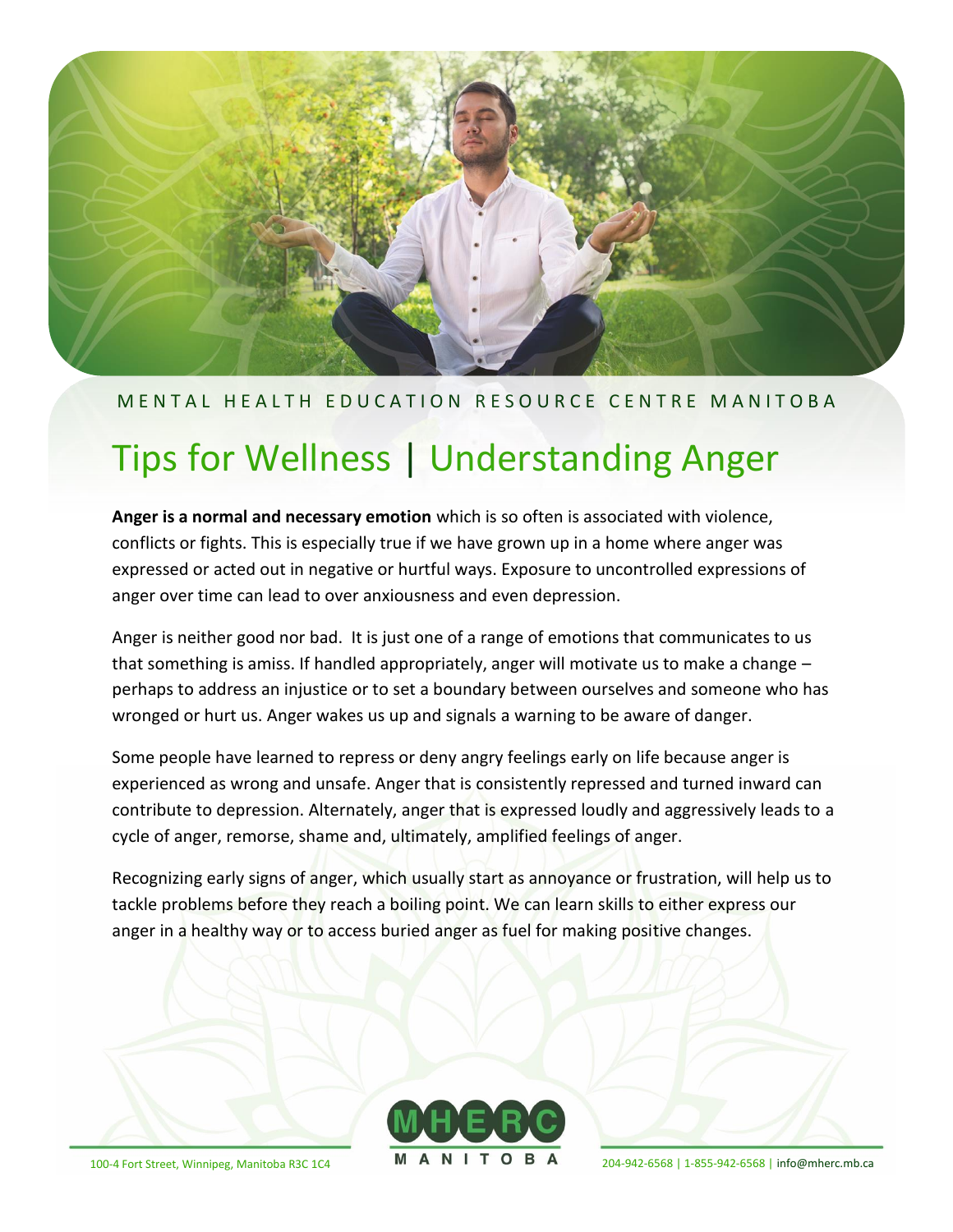MENTAL HEALTH EDUCATION RESOURCE CENTRE MANITOBA

# Tips for Wellness | Understanding Anger

**Anger is a normal and necessary emotion** which is so often is associated with violence, conflicts or fights. This is especially true if we have grown up in a home where anger was expressed or acted out in negative or hurtful ways. Exposure to uncontrolled expressions of anger over time can lead to over anxiousness and even depression.

Anger is neither good nor bad. It is just one of a range of emotions that communicates to us that something is amiss. If handled appropriately, anger will motivate us to make a change – perhaps to address an injustice or to set a boundary between ourselves and someone who has wronged or hurt us. Anger wakes us up and signals a warning to be aware of danger.

Some people have learned to repress or deny angry feelings early on life because anger is experienced as wrong and unsafe. Anger that is consistently repressed and turned inward can contribute to depression. Alternately, anger that is expressed loudly and aggressively leads to a cycle of anger, remorse, shame and, ultimately, amplified feelings of anger.

Recognizing early signs of anger, which usually start as annoyance or frustration, will help us to tackle problems before they reach a boiling point. We can learn skills to either express our anger in a healthy way or to access buried anger as fuel for making positive changes.

100-4 Fort Street, Winnipeg, Manitoba R3C 1C4 | MHERC MANITOBA | 204-942-6568 | 1-855-942-6568 | info@mherc.mb.ca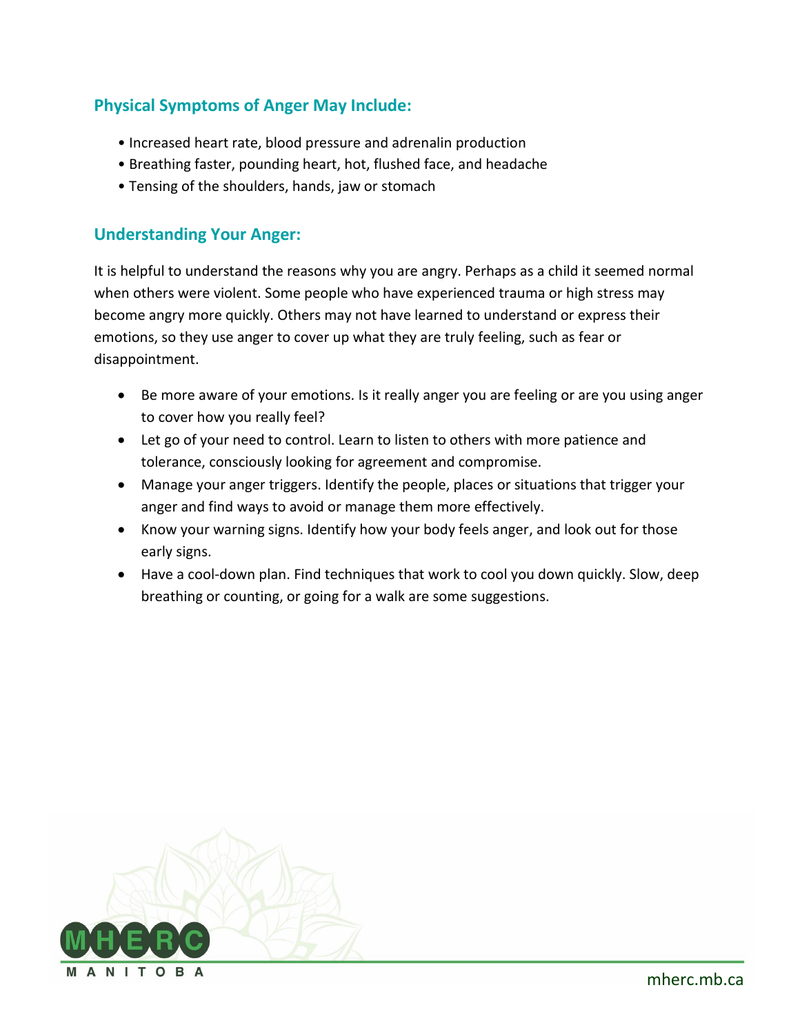## Physical Symptoms of Anger May Include:

- Increased heart rate, blood pressure and adrenalin production
- Breathing faster, pounding heart, hot, flushed face, and headache
- Tensing of the shoulders, hands, jaw or stomach

## Understanding Your Anger:

It is helpful to understand the reasons why you are angry. Perhaps as a child it seemed normal when others were violent. Some people who have experienced trauma or high stress may become angry more quickly. Others may not have learned to understand or express their emotions, so they use anger to cover up what they are truly feeling, such as fear or disappointment.

- Be more aware of your emotions. Is it really anger you are feeling or are you using anger to cover how you really feel?
- Let go of your need to control. Learn to listen to others with more patience and tolerance, consciously looking for agreement and compromise.
- Manage your anger triggers. Identify the people, places or situations that trigger your anger and find ways to avoid or manage them more effectively.
- Know your warning signs. Identify how your body feels anger, and look out for those early signs.
- Have a cool-down plan. Find techniques that work to cool you down quickly. Slow, deep breathing or counting, or going for a walk are some suggestions.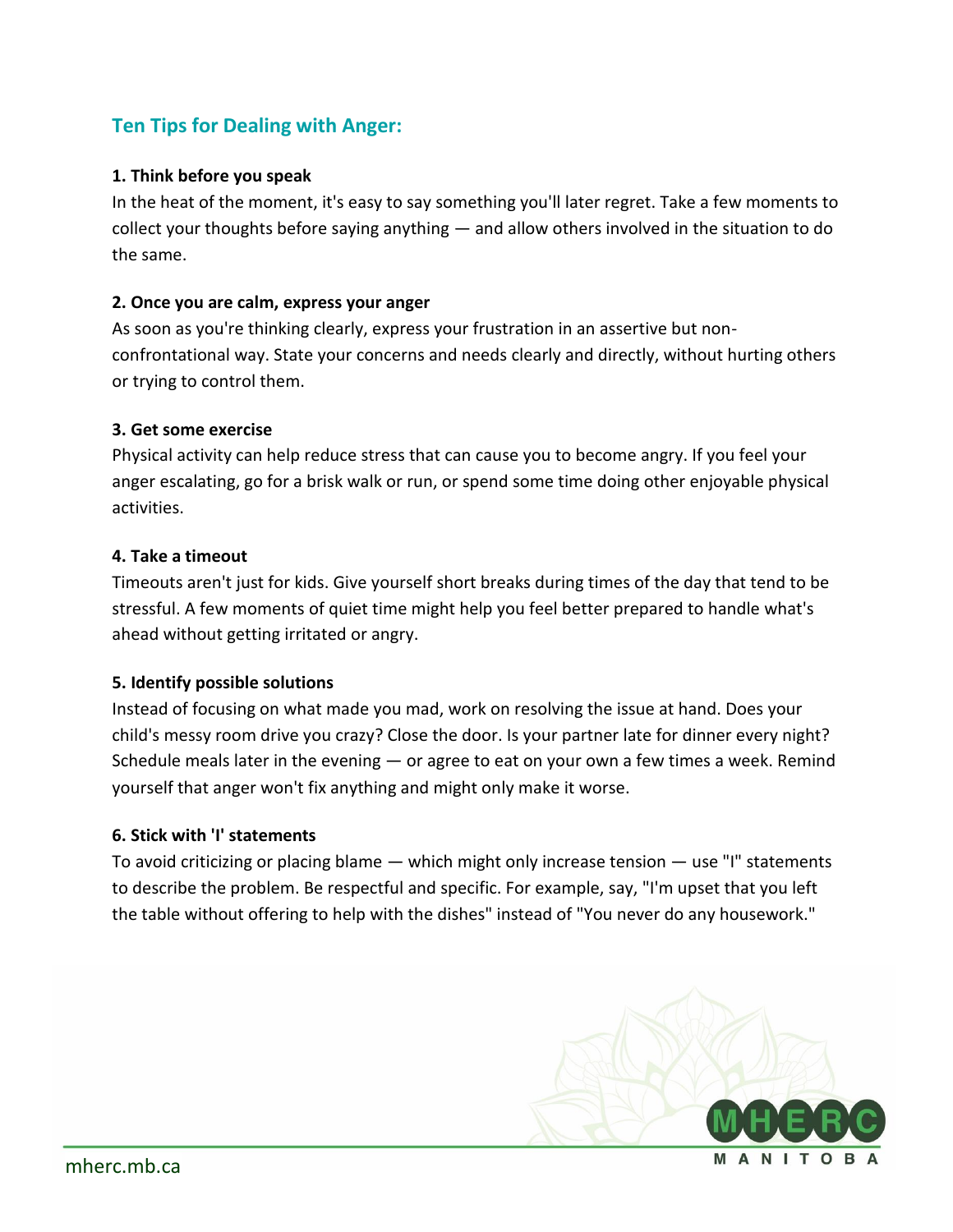## Ten Tips for Dealing with Anger:

**1. Think before you speak**

In the heat of the moment, it's easy to say something you'll later regret. Take a few moments to collect your thoughts before saying anything — and allow others involved in the situation to do the same.

**2. Once you are calm, express your anger**

As soon as you're thinking clearly, express your frustration in an assertive but non-confrontational way. State your concerns and needs clearly and directly, without hurting others or trying to control them.

**3. Get some exercise**

Physical activity can help reduce stress that can cause you to become angry. If you feel your anger escalating, go for a brisk walk or run, or spend some time doing other enjoyable physical activities.

**4. Take a timeout**

Timeouts aren't just for kids. Give yourself short breaks during times of the day that tend to be stressful. A few moments of quiet time might help you feel better prepared to handle what's ahead without getting irritated or angry.

**5. Identify possible solutions**

Instead of focusing on what made you mad, work on resolving the issue at hand. Does your child's messy room drive you crazy? Close the door. Is your partner late for dinner every night? Schedule meals later in the evening — or agree to eat on your own a few times a week. Remind yourself that anger won't fix anything and might only make it worse.

**6. Stick with 'I' statements**

To avoid criticizing or placing blame — which might only increase tension — use "I" statements to describe the problem. Be respectful and specific. For example, say, "I'm upset that you left the table without offering to help with the dishes" instead of "You never do any housework."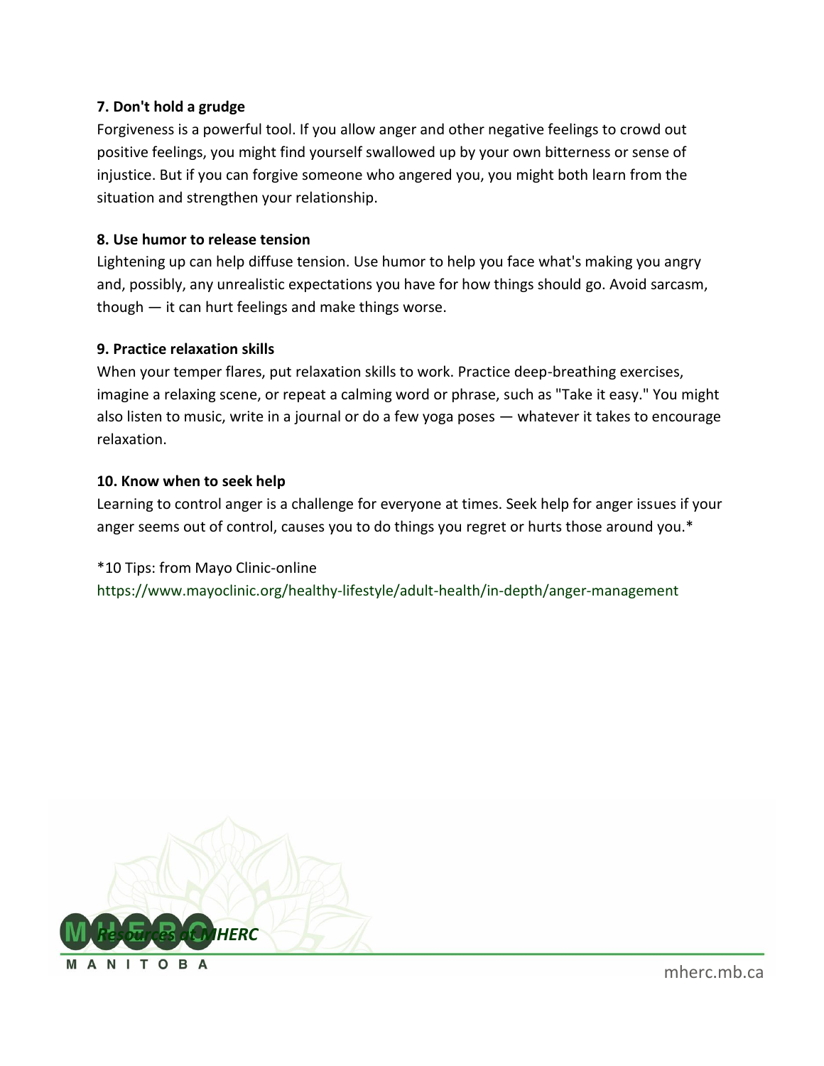**7. Don't hold a grudge**

Forgiveness is a powerful tool. If you allow anger and other negative feelings to crowd out positive feelings, you might find yourself swallowed up by your own bitterness or sense of injustice. But if you can forgive someone who angered you, you might both learn from the situation and strengthen your relationship.

**8. Use humor to release tension**

Lightening up can help diffuse tension. Use humor to help you face what's making you angry and, possibly, any unrealistic expectations you have for how things should go. Avoid sarcasm, though — it can hurt feelings and make things worse.

**9. Practice relaxation skills**

When your temper flares, put relaxation skills to work. Practice deep-breathing exercises, imagine a relaxing scene, or repeat a calming word or phrase, such as "Take it easy." You might also listen to music, write in a journal or do a few yoga poses — whatever it takes to encourage relaxation.

**10. Know when to seek help**

Learning to control anger is a challenge for everyone at times. Seek help for anger issues if your anger seems out of control, causes you to do things you regret or hurts those around you.*

*10 Tips: from Mayo Clinic-online
https://www.mayoclinic.org/healthy-lifestyle/adult-health/in-depth/anger-management

***Resources at MHERC***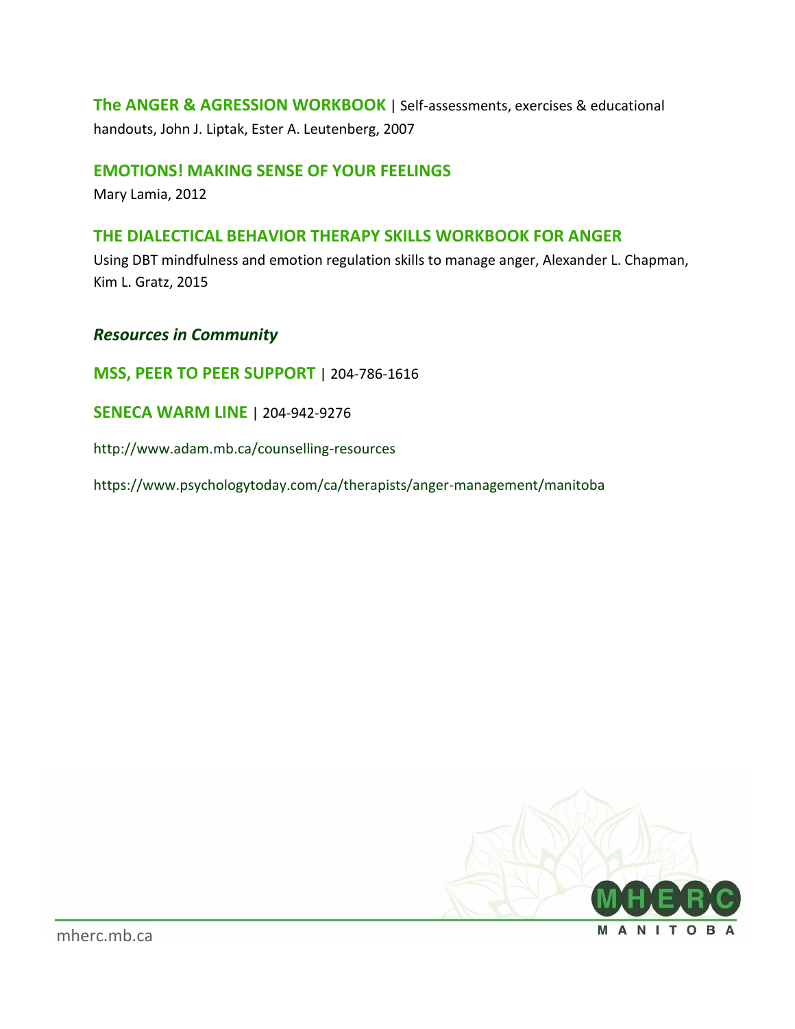**The ANGER & AGRESSION WORKBOOK** | Self-assessments, exercises & educational handouts, John J. Liptak, Ester A. Leutenberg, 2007

**EMOTIONS! MAKING SENSE OF YOUR FEELINGS**

Mary Lamia, 2012

**THE DIALECTICAL BEHAVIOR THERAPY SKILLS WORKBOOK FOR ANGER**

Using DBT mindfulness and emotion regulation skills to manage anger, Alexander L. Chapman, Kim L. Gratz, 2015

### *Resources in Community*

**MSS, PEER TO PEER SUPPORT** | 204-786-1616

**SENECA WARM LINE** | 204-942-9276

http://www.adam.mb.ca/counselling-resources

https://www.psychologytoday.com/ca/therapists/anger-management/manitoba